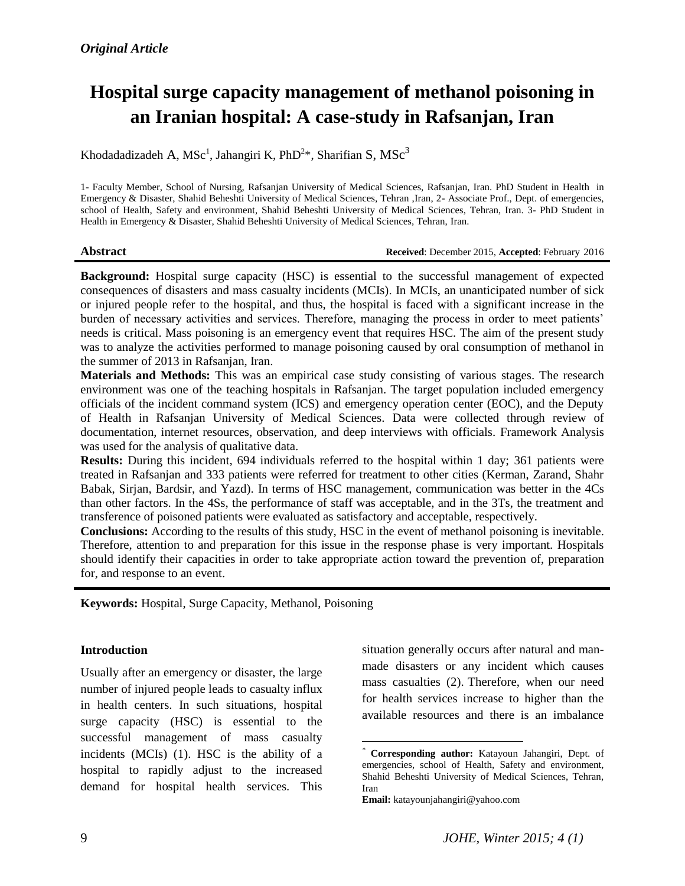*Original Article*

# Hospital surge capacity management of methanol poisoning in an Iranian hospital: A case-study in Rafsanjan, Iran

Khodadadizadeh A, MSc[1], Jahangiri K, PhD[2]*, Sharifian S, MSc[3]

1- Faculty Member, School of Nursing, Rafsanjan University of Medical Sciences, Rafsanjan, Iran. PhD Student in Health in Emergency & Disaster, Shahid Beheshti University of Medical Sciences, Tehran ,Iran, 2- Associate Prof., Dept. of emergencies, school of Health, Safety and environment, Shahid Beheshti University of Medical Sciences, Tehran, Iran. 3- PhD Student in Health in Emergency & Disaster, Shahid Beheshti University of Medical Sciences, Tehran, Iran.

**Abstract** **Received**: December 2015, **Accepted**: February 2016

**Background:** Hospital surge capacity (HSC) is essential to the successful management of expected consequences of disasters and mass casualty incidents (MCIs). In MCIs, an unanticipated number of sick or injured people refer to the hospital, and thus, the hospital is faced with a significant increase in the burden of necessary activities and services. Therefore, managing the process in order to meet patients' needs is critical. Mass poisoning is an emergency event that requires HSC. The aim of the present study was to analyze the activities performed to manage poisoning caused by oral consumption of methanol in the summer of 2013 in Rafsanjan, Iran.

**Materials and Methods:** This was an empirical case study consisting of various stages. The research environment was one of the teaching hospitals in Rafsanjan. The target population included emergency officials of the incident command system (ICS) and emergency operation center (EOC), and the Deputy of Health in Rafsanjan University of Medical Sciences. Data were collected through review of documentation, internet resources, observation, and deep interviews with officials. Framework Analysis was used for the analysis of qualitative data.

**Results:** During this incident, 694 individuals referred to the hospital within 1 day; 361 patients were treated in Rafsanjan and 333 patients were referred for treatment to other cities (Kerman, Zarand, Shahr Babak, Sirjan, Bardsir, and Yazd). In terms of HSC management, communication was better in the 4Cs than other factors. In the 4Ss, the performance of staff was acceptable, and in the 3Ts, the treatment and transference of poisoned patients were evaluated as satisfactory and acceptable, respectively.

**Conclusions:** According to the results of this study, HSC in the event of methanol poisoning is inevitable. Therefore, attention to and preparation for this issue in the response phase is very important. Hospitals should identify their capacities in order to take appropriate action toward the prevention of, preparation for, and response to an event.

**Keywords:** Hospital, Surge Capacity, Methanol, Poisoning

## Introduction

Usually after an emergency or disaster, the large number of injured people leads to casualty influx in health centers. In such situations, hospital surge capacity (HSC) is essential to the successful management of mass casualty incidents (MCIs) (1). HSC is the ability of a hospital to rapidly adjust to the increased demand for hospital health services. This situation generally occurs after natural and man-made disasters or any incident which causes mass casualties (2). Therefore, when our need for health services increase to higher than the available resources and there is an imbalance

\* **Corresponding author:** Katayoun Jahangiri, Dept. of emergencies, school of Health, Safety and environment, Shahid Beheshti University of Medical Sciences, Tehran, Iran

**Email:** katayounjahangiri@yahoo.com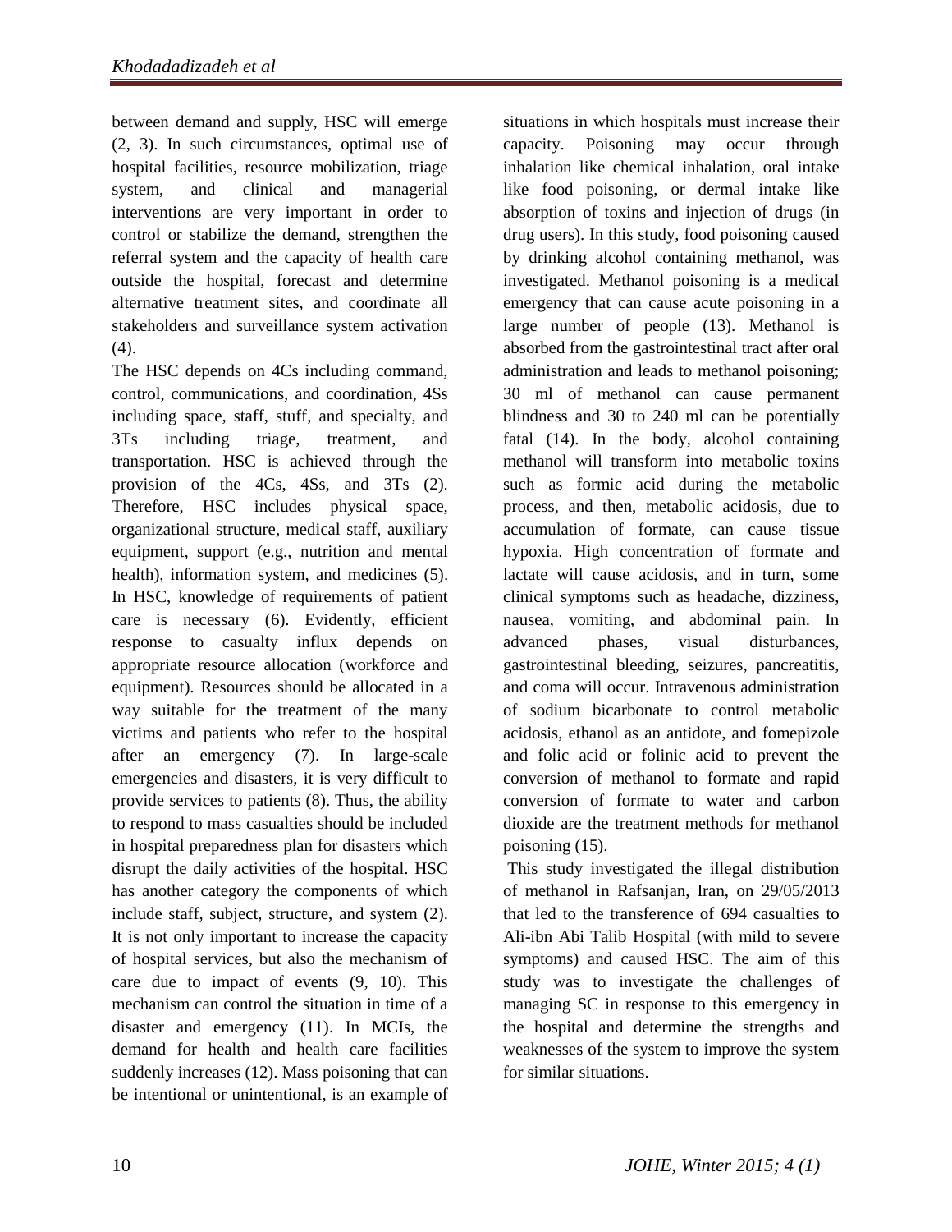between demand and supply, HSC will emerge (2, 3). In such circumstances, optimal use of hospital facilities, resource mobilization, triage system, and clinical and managerial interventions are very important in order to control or stabilize the demand, strengthen the referral system and the capacity of health care outside the hospital, forecast and determine alternative treatment sites, and coordinate all stakeholders and surveillance system activation (4).

The HSC depends on 4Cs including command, control, communications, and coordination, 4Ss including space, staff, stuff, and specialty, and 3Ts including triage, treatment, and transportation. HSC is achieved through the provision of the 4Cs, 4Ss, and 3Ts (2). Therefore, HSC includes physical space, organizational structure, medical staff, auxiliary equipment, support (e.g., nutrition and mental health), information system, and medicines (5). In HSC, knowledge of requirements of patient care is necessary (6). Evidently, efficient response to casualty influx depends on appropriate resource allocation (workforce and equipment). Resources should be allocated in a way suitable for the treatment of the many victims and patients who refer to the hospital after an emergency (7). In large-scale emergencies and disasters, it is very difficult to provide services to patients (8). Thus, the ability to respond to mass casualties should be included in hospital preparedness plan for disasters which disrupt the daily activities of the hospital. HSC has another category the components of which include staff, subject, structure, and system (2). It is not only important to increase the capacity of hospital services, but also the mechanism of care due to impact of events (9, 10). This mechanism can control the situation in time of a disaster and emergency (11). In MCIs, the demand for health and health care facilities suddenly increases (12). Mass poisoning that can be intentional or unintentional, is an example of situations in which hospitals must increase their capacity. Poisoning may occur through inhalation like chemical inhalation, oral intake like food poisoning, or dermal intake like absorption of toxins and injection of drugs (in drug users). In this study, food poisoning caused by drinking alcohol containing methanol, was investigated. Methanol poisoning is a medical emergency that can cause acute poisoning in a large number of people (13). Methanol is absorbed from the gastrointestinal tract after oral administration and leads to methanol poisoning; 30 ml of methanol can cause permanent blindness and 30 to 240 ml can be potentially fatal (14). In the body, alcohol containing methanol will transform into metabolic toxins such as formic acid during the metabolic process, and then, metabolic acidosis, due to accumulation of formate, can cause tissue hypoxia. High concentration of formate and lactate will cause acidosis, and in turn, some clinical symptoms such as headache, dizziness, nausea, vomiting, and abdominal pain. In advanced phases, visual disturbances, gastrointestinal bleeding, seizures, pancreatitis, and coma will occur. Intravenous administration of sodium bicarbonate to control metabolic acidosis, ethanol as an antidote, and fomepizole and folic acid or folinic acid to prevent the conversion of methanol to formate and rapid conversion of formate to water and carbon dioxide are the treatment methods for methanol poisoning (15).

This study investigated the illegal distribution of methanol in Rafsanjan, Iran, on 29/05/2013 that led to the transference of 694 casualties to Ali-ibn Abi Talib Hospital (with mild to severe symptoms) and caused HSC. The aim of this study was to investigate the challenges of managing SC in response to this emergency in the hospital and determine the strengths and weaknesses of the system to improve the system for similar situations.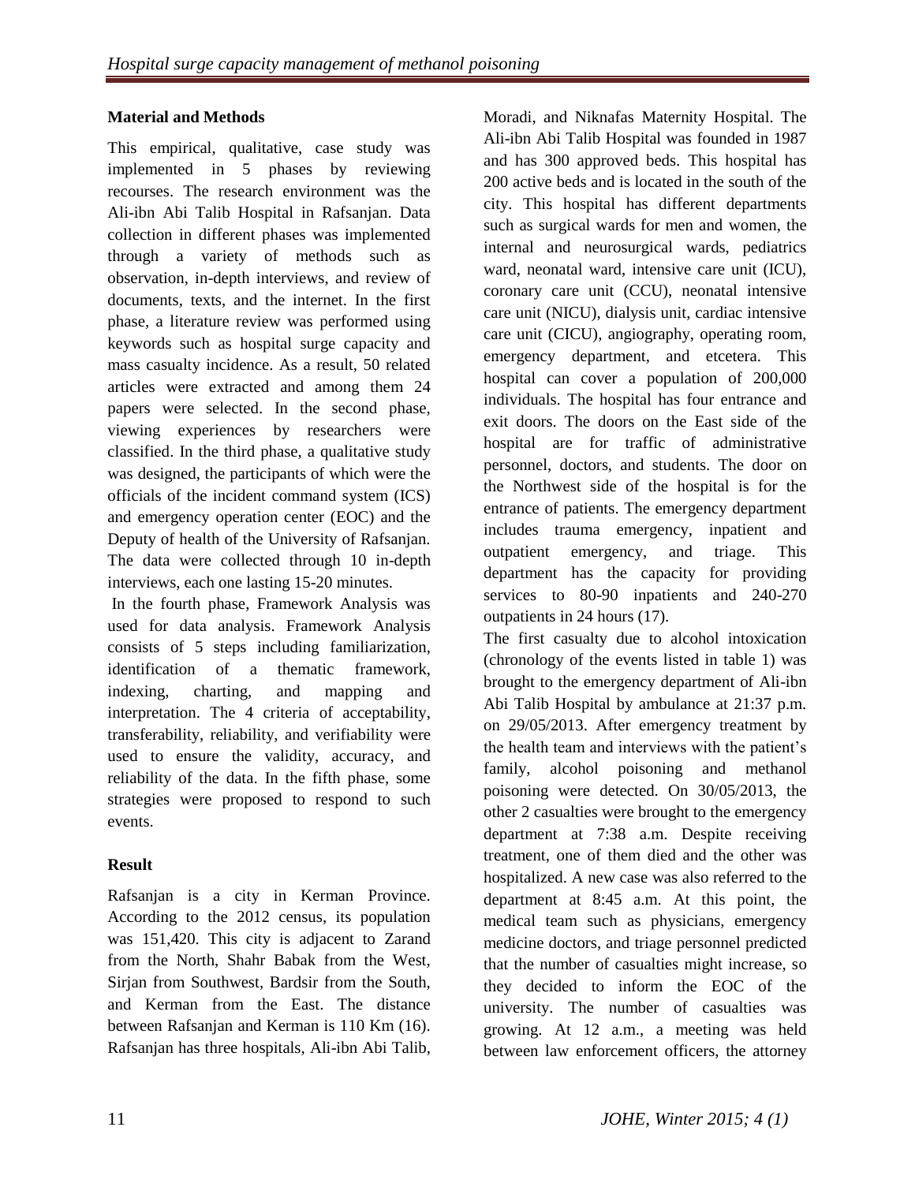## Material and Methods

This empirical, qualitative, case study was implemented in 5 phases by reviewing recourses. The research environment was the Ali-ibn Abi Talib Hospital in Rafsanjan. Data collection in different phases was implemented through a variety of methods such as observation, in-depth interviews, and review of documents, texts, and the internet. In the first phase, a literature review was performed using keywords such as hospital surge capacity and mass casualty incidence. As a result, 50 related articles were extracted and among them 24 papers were selected. In the second phase, viewing experiences by researchers were classified. In the third phase, a qualitative study was designed, the participants of which were the officials of the incident command system (ICS) and emergency operation center (EOC) and the Deputy of health of the University of Rafsanjan. The data were collected through 10 in-depth interviews, each one lasting 15-20 minutes.

In the fourth phase, Framework Analysis was used for data analysis. Framework Analysis consists of 5 steps including familiarization, identification of a thematic framework, indexing, charting, and mapping and interpretation. The 4 criteria of acceptability, transferability, reliability, and verifiability were used to ensure the validity, accuracy, and reliability of the data. In the fifth phase, some strategies were proposed to respond to such events.

## Result

Rafsanjan is a city in Kerman Province. According to the 2012 census, its population was 151,420. This city is adjacent to Zarand from the North, Shahr Babak from the West, Sirjan from Southwest, Bardsir from the South, and Kerman from the East. The distance between Rafsanjan and Kerman is 110 Km (16). Rafsanjan has three hospitals, Ali-ibn Abi Talib, Moradi, and Niknafas Maternity Hospital. The Ali-ibn Abi Talib Hospital was founded in 1987 and has 300 approved beds. This hospital has 200 active beds and is located in the south of the city. This hospital has different departments such as surgical wards for men and women, the internal and neurosurgical wards, pediatrics ward, neonatal ward, intensive care unit (ICU), coronary care unit (CCU), neonatal intensive care unit (NICU), dialysis unit, cardiac intensive care unit (CICU), angiography, operating room, emergency department, and etcetera. This hospital can cover a population of 200,000 individuals. The hospital has four entrance and exit doors. The doors on the East side of the hospital are for traffic of administrative personnel, doctors, and students. The door on the Northwest side of the hospital is for the entrance of patients. The emergency department includes trauma emergency, inpatient and outpatient emergency, and triage. This department has the capacity for providing services to 80-90 inpatients and 240-270 outpatients in 24 hours (17).

The first casualty due to alcohol intoxication (chronology of the events listed in table 1) was brought to the emergency department of Ali-ibn Abi Talib Hospital by ambulance at 21:37 p.m. on 29/05/2013. After emergency treatment by the health team and interviews with the patient's family, alcohol poisoning and methanol poisoning were detected. On 30/05/2013, the other 2 casualties were brought to the emergency department at 7:38 a.m. Despite receiving treatment, one of them died and the other was hospitalized. A new case was also referred to the department at 8:45 a.m. At this point, the medical team such as physicians, emergency medicine doctors, and triage personnel predicted that the number of casualties might increase, so they decided to inform the EOC of the university. The number of casualties was growing. At 12 a.m., a meeting was held between law enforcement officers, the attorney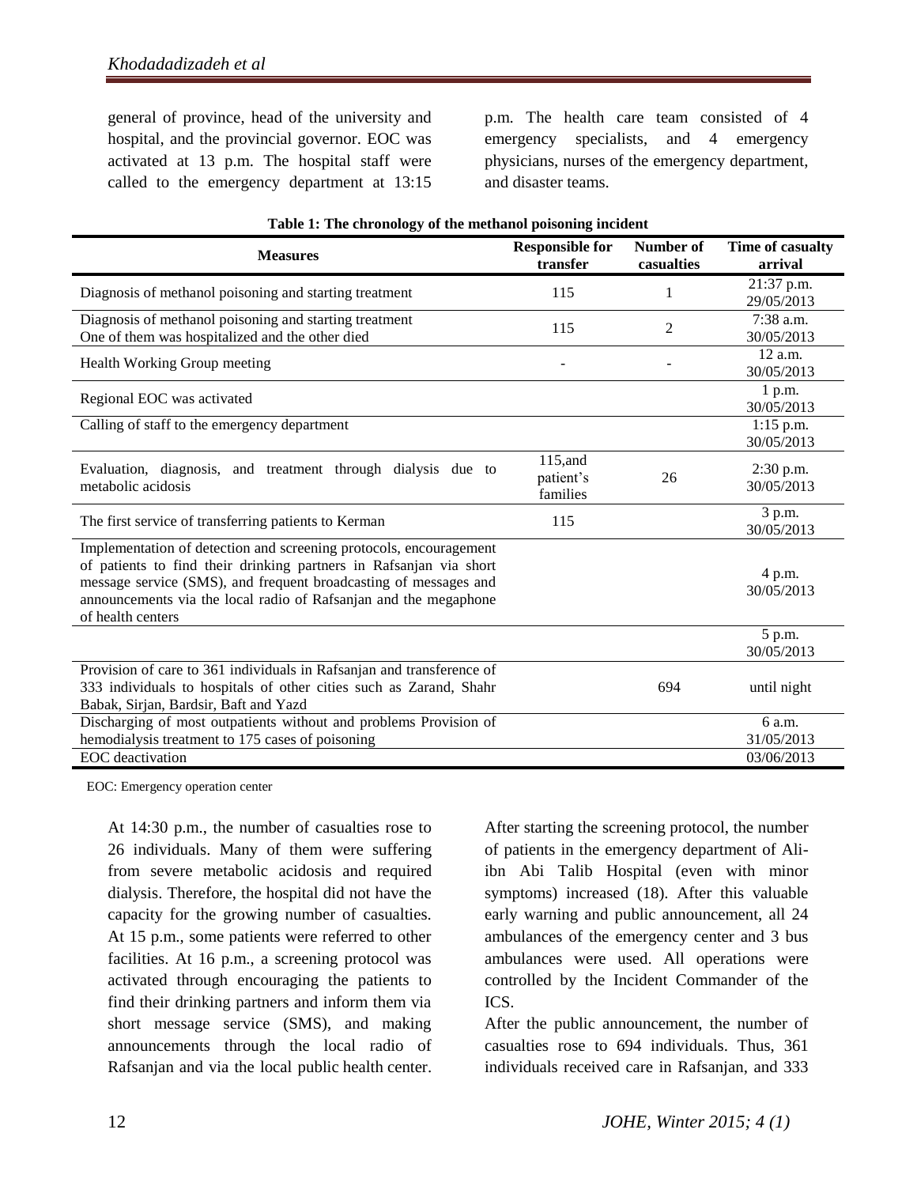general of province, head of the university and hospital, and the provincial governor. EOC was activated at 13 p.m. The hospital staff were called to the emergency department at 13:15 p.m. The health care team consisted of 4 emergency specialists, and 4 emergency physicians, nurses of the emergency department, and disaster teams.

**Table 1: The chronology of the methanol poisoning incident**

| Measures | Responsible for transfer | Number of casualties | Time of casualty arrival |
|---|---|---|---|
| Diagnosis of methanol poisoning and starting treatment | 115 | 1 | 21:37 p.m. 29/05/2013 |
| Diagnosis of methanol poisoning and starting treatment One of them was hospitalized and the other died | 115 | 2 | 7:38 a.m. 30/05/2013 |
| Health Working Group meeting | - | - | 12 a.m. 30/05/2013 |
| Regional EOC was activated | | | 1 p.m. 30/05/2013 |
| Calling of staff to the emergency department | | | 1:15 p.m. 30/05/2013 |
| Evaluation, diagnosis, and treatment through dialysis due to metabolic acidosis | 115,and patient's families | 26 | 2:30 p.m. 30/05/2013 |
| The first service of transferring patients to Kerman | 115 | | 3 p.m. 30/05/2013 |
| Implementation of detection and screening protocols, encouragement of patients to find their drinking partners in Rafsanjan via short message service (SMS), and frequent broadcasting of messages and announcements via the local radio of Rafsanjan and the megaphone of health centers | | | 4 p.m. 30/05/2013 |
| | | | 5 p.m. 30/05/2013 |
| Provision of care to 361 individuals in Rafsanjan and transference of 333 individuals to hospitals of other cities such as Zarand, Shahr Babak, Sirjan, Bardsir, Baft and Yazd | | 694 | until night |
| Discharging of most outpatients without and problems Provision of hemodialysis treatment to 175 cases of poisoning | | | 6 a.m. 31/05/2013 |
| EOC deactivation | | | 03/06/2013 |

EOC: Emergency operation center

At 14:30 p.m., the number of casualties rose to 26 individuals. Many of them were suffering from severe metabolic acidosis and required dialysis. Therefore, the hospital did not have the capacity for the growing number of casualties. At 15 p.m., some patients were referred to other facilities. At 16 p.m., a screening protocol was activated through encouraging the patients to find their drinking partners and inform them via short message service (SMS), and making announcements through the local radio of Rafsanjan and via the local public health center. After starting the screening protocol, the number of patients in the emergency department of Ali-ibn Abi Talib Hospital (even with minor symptoms) increased (18). After this valuable early warning and public announcement, all 24 ambulances of the emergency center and 3 bus ambulances were used. All operations were controlled by the Incident Commander of the ICS.

After the public announcement, the number of casualties rose to 694 individuals. Thus, 361 individuals received care in Rafsanjan, and 333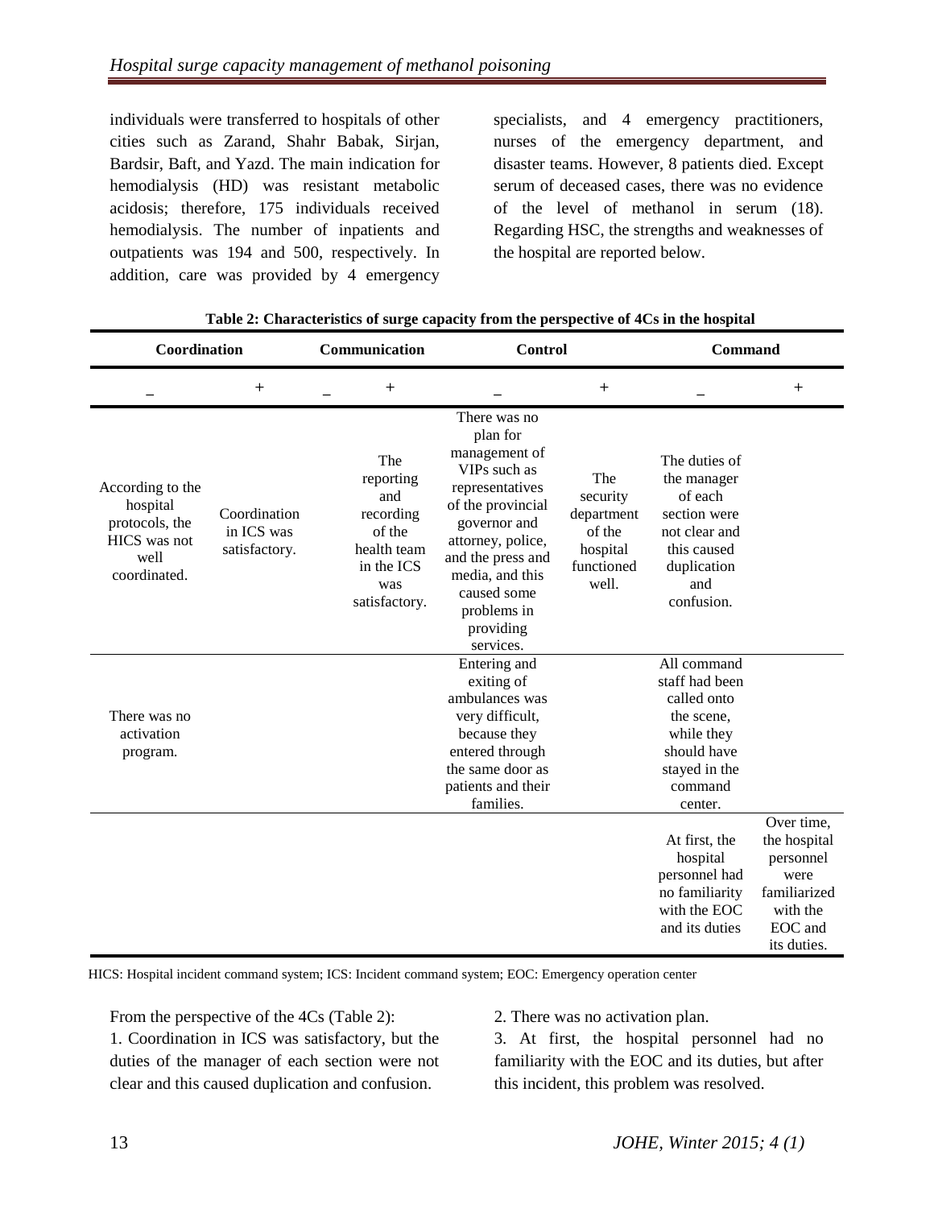individuals were transferred to hospitals of other cities such as Zarand, Shahr Babak, Sirjan, Bardsir, Baft, and Yazd. The main indication for hemodialysis (HD) was resistant metabolic acidosis; therefore, 175 individuals received hemodialysis. The number of inpatients and outpatients was 194 and 500, respectively. In addition, care was provided by 4 emergency specialists, and 4 emergency practitioners, nurses of the emergency department, and disaster teams. However, 8 patients died. Except serum of deceased cases, there was no evidence of the level of methanol in serum (18). Regarding HSC, the strengths and weaknesses of the hospital are reported below.

**Table 2: Characteristics of surge capacity from the perspective of 4Cs in the hospital**

| Coordination | | Communication | | Control | | Command | |
|---|---|---|---|---|---|---|---|
| – | + | – | + | – | + | – | + |
| According to the hospital protocols, the HICS was not well coordinated. | Coordination in ICS was satisfactory. | | The reporting and recording of the health team in the ICS was satisfactory. | There was no plan for management of VIPs such as representatives of the provincial governor and attorney, police, and the press and media, and this caused some problems in providing services. | The security department of the hospital functioned well. | The duties of the manager of each section were not clear and this caused duplication and confusion. | |
| There was no activation program. | | | | Entering and exiting of ambulances was very difficult, because they entered through the same door as patients and their families. | | All command staff had been called onto the scene, while they should have stayed in the command center. | |
| | | | | | | At first, the hospital personnel had no familiarity with the EOC and its duties | Over time, the hospital personnel were familiarized with the EOC and its duties. |

HICS: Hospital incident command system; ICS: Incident command system; EOC: Emergency operation center

From the perspective of the 4Cs (Table 2):

1. Coordination in ICS was satisfactory, but the duties of the manager of each section were not clear and this caused duplication and confusion.
2. There was no activation plan.
3. At first, the hospital personnel had no familiarity with the EOC and its duties, but after this incident, this problem was resolved.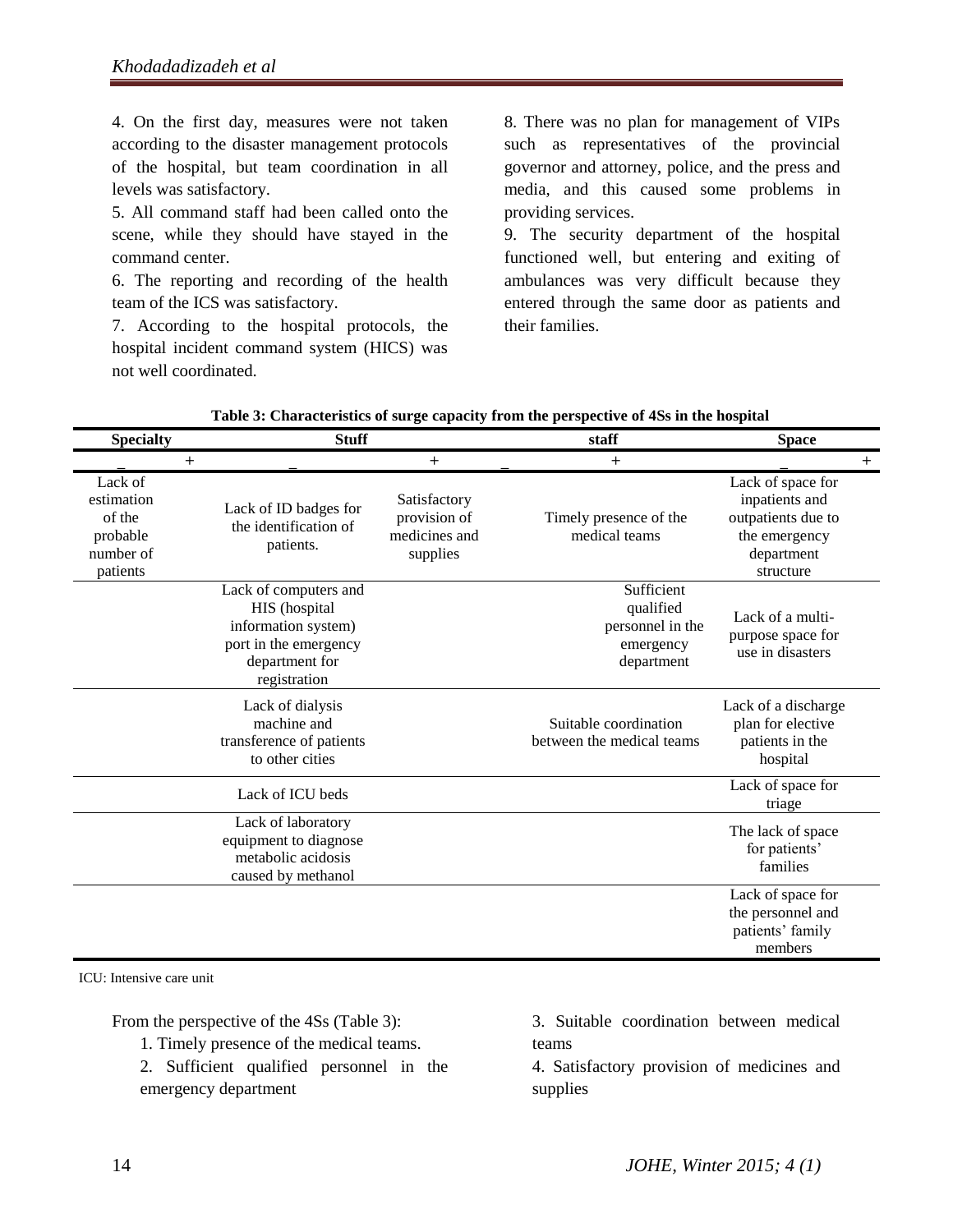4. On the first day, measures were not taken according to the disaster management protocols of the hospital, but team coordination in all levels was satisfactory.

5. All command staff had been called onto the scene, while they should have stayed in the command center.

6. The reporting and recording of the health team of the ICS was satisfactory.

7. According to the hospital protocols, the hospital incident command system (HICS) was not well coordinated.

8. There was no plan for management of VIPs such as representatives of the provincial governor and attorney, police, and the press and media, and this caused some problems in providing services.

9. The security department of the hospital functioned well, but entering and exiting of ambulances was very difficult because they entered through the same door as patients and their families.

**Table 3: Characteristics of surge capacity from the perspective of 4Ss in the hospital**

| Specialty | | Stuff | | staff | | Space | |
|---|---|---|---|---|---|---|---|
| _ | + | _ | + | _ | + | _ | + |
| Lack of estimation of the probable number of patients | | Lack of ID badges for the identification of patients. | Satisfactory provision of medicines and supplies | | Timely presence of the medical teams | Lack of space for inpatients and outpatients due to the emergency department structure | |
| | | Lack of computers and HIS (hospital information system) port in the emergency department for registration | | | Sufficient qualified personnel in the emergency department | Lack of a multi-purpose space for use in disasters | |
| | | Lack of dialysis machine and transference of patients to other cities | | | Suitable coordination between the medical teams | Lack of a discharge plan for elective patients in the hospital | |
| | | Lack of ICU beds | | | | Lack of space for triage | |
| | | Lack of laboratory equipment to diagnose metabolic acidosis caused by methanol | | | | The lack of space for patients' families | |
| | | | | | | Lack of space for the personnel and patients' family members | |

ICU: Intensive care unit

From the perspective of the 4Ss (Table 3):

1. Timely presence of the medical teams.
2. Sufficient qualified personnel in the emergency department
3. Suitable coordination between medical teams
4. Satisfactory provision of medicines and supplies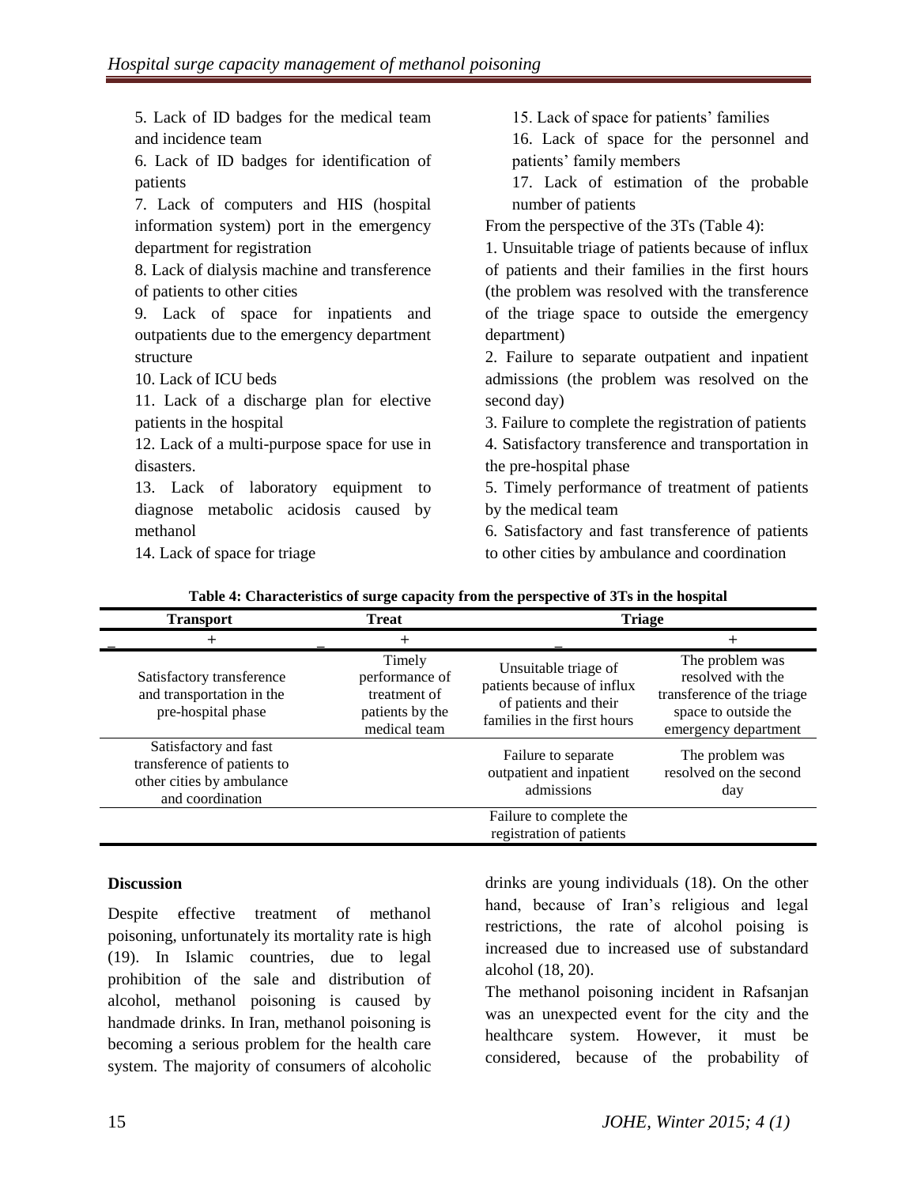5. Lack of ID badges for the medical team and incidence team

6. Lack of ID badges for identification of patients

7. Lack of computers and HIS (hospital information system) port in the emergency department for registration

8. Lack of dialysis machine and transference of patients to other cities

9. Lack of space for inpatients and outpatients due to the emergency department structure

10. Lack of ICU beds

11. Lack of a discharge plan for elective patients in the hospital

12. Lack of a multi-purpose space for use in disasters.

13. Lack of laboratory equipment to diagnose metabolic acidosis caused by methanol

14. Lack of space for triage

15. Lack of space for patients' families

16. Lack of space for the personnel and patients' family members

17. Lack of estimation of the probable number of patients

From the perspective of the 3Ts (Table 4):

1. Unsuitable triage of patients because of influx of patients and their families in the first hours (the problem was resolved with the transference of the triage space to outside the emergency department)

2. Failure to separate outpatient and inpatient admissions (the problem was resolved on the second day)

3. Failure to complete the registration of patients

4. Satisfactory transference and transportation in the pre-hospital phase

5. Timely performance of treatment of patients by the medical team

6. Satisfactory and fast transference of patients to other cities by ambulance and coordination

**Table 4: Characteristics of surge capacity from the perspective of 3Ts in the hospital**

| Transport | | Treat | | Triage | |
|---|---|---|---|---|---|
| _ | + | _ | + | _ | + |
| | Satisfactory transference and transportation in the pre-hospital phase | | Timely performance of treatment of patients by the medical team | Unsuitable triage of patients because of influx of patients and their families in the first hours | The problem was resolved with the transference of the triage space to outside the emergency department |
| | Satisfactory and fast transference of patients to other cities by ambulance and coordination | | | Failure to separate outpatient and inpatient admissions | The problem was resolved on the second day |
| | | | | Failure to complete the registration of patients | |

### Discussion

Despite effective treatment of methanol poisoning, unfortunately its mortality rate is high (19). In Islamic countries, due to legal prohibition of the sale and distribution of alcohol, methanol poisoning is caused by handmade drinks. In Iran, methanol poisoning is becoming a serious problem for the health care system. The majority of consumers of alcoholic drinks are young individuals (18). On the other hand, because of Iran's religious and legal restrictions, the rate of alcohol poising is increased due to increased use of substandard alcohol (18, 20).

The methanol poisoning incident in Rafsanjan was an unexpected event for the city and the healthcare system. However, it must be considered, because of the probability of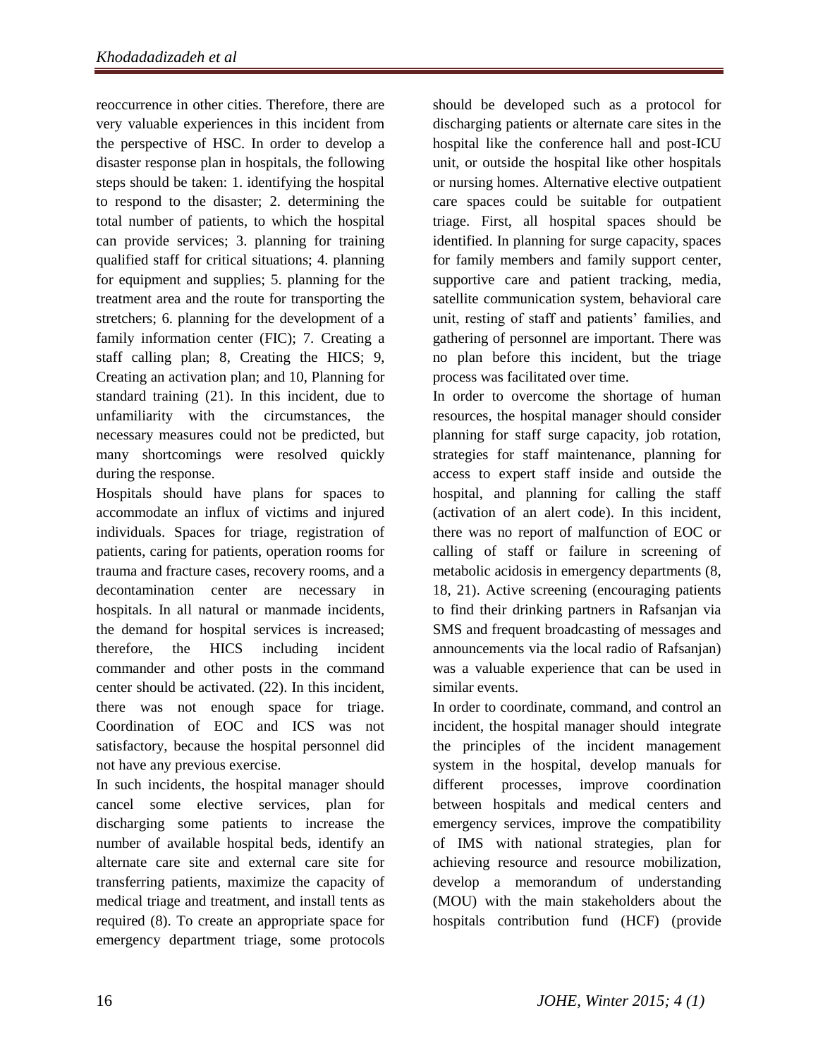reoccurrence in other cities. Therefore, there are very valuable experiences in this incident from the perspective of HSC. In order to develop a disaster response plan in hospitals, the following steps should be taken: 1. identifying the hospital to respond to the disaster; 2. determining the total number of patients, to which the hospital can provide services; 3. planning for training qualified staff for critical situations; 4. planning for equipment and supplies; 5. planning for the treatment area and the route for transporting the stretchers; 6. planning for the development of a family information center (FIC); 7. Creating a staff calling plan; 8, Creating the HICS; 9, Creating an activation plan; and 10, Planning for standard training (21). In this incident, due to unfamiliarity with the circumstances, the necessary measures could not be predicted, but many shortcomings were resolved quickly during the response.

Hospitals should have plans for spaces to accommodate an influx of victims and injured individuals. Spaces for triage, registration of patients, caring for patients, operation rooms for trauma and fracture cases, recovery rooms, and a decontamination center are necessary in hospitals. In all natural or manmade incidents, the demand for hospital services is increased; therefore, the HICS including incident commander and other posts in the command center should be activated. (22). In this incident, there was not enough space for triage. Coordination of EOC and ICS was not satisfactory, because the hospital personnel did not have any previous exercise.

In such incidents, the hospital manager should cancel some elective services, plan for discharging some patients to increase the number of available hospital beds, identify an alternate care site and external care site for transferring patients, maximize the capacity of medical triage and treatment, and install tents as required (8). To create an appropriate space for emergency department triage, some protocols should be developed such as a protocol for discharging patients or alternate care sites in the hospital like the conference hall and post-ICU unit, or outside the hospital like other hospitals or nursing homes. Alternative elective outpatient care spaces could be suitable for outpatient triage. First, all hospital spaces should be identified. In planning for surge capacity, spaces for family members and family support center, supportive care and patient tracking, media, satellite communication system, behavioral care unit, resting of staff and patients' families, and gathering of personnel are important. There was no plan before this incident, but the triage process was facilitated over time.

In order to overcome the shortage of human resources, the hospital manager should consider planning for staff surge capacity, job rotation, strategies for staff maintenance, planning for access to expert staff inside and outside the hospital, and planning for calling the staff (activation of an alert code). In this incident, there was no report of malfunction of EOC or calling of staff or failure in screening of metabolic acidosis in emergency departments (8, 18, 21). Active screening (encouraging patients to find their drinking partners in Rafsanjan via SMS and frequent broadcasting of messages and announcements via the local radio of Rafsanjan) was a valuable experience that can be used in similar events.

In order to coordinate, command, and control an incident, the hospital manager should integrate the principles of the incident management system in the hospital, develop manuals for different processes, improve coordination between hospitals and medical centers and emergency services, improve the compatibility of IMS with national strategies, plan for achieving resource and resource mobilization, develop a memorandum of understanding (MOU) with the main stakeholders about the hospitals contribution fund (HCF) (provide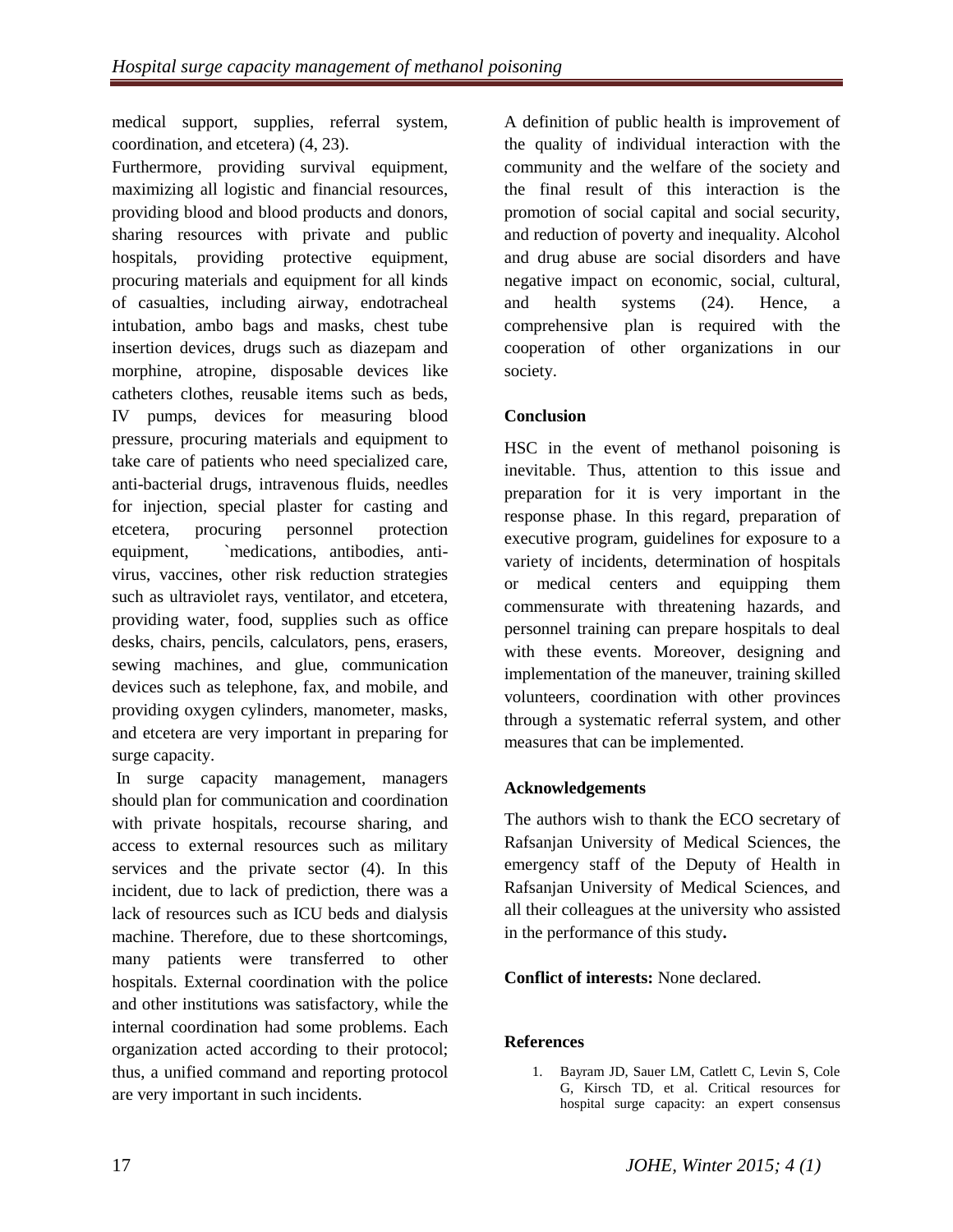medical support, supplies, referral system, coordination, and etcetera) (4, 23).

Furthermore, providing survival equipment, maximizing all logistic and financial resources, providing blood and blood products and donors, sharing resources with private and public hospitals, providing protective equipment, procuring materials and equipment for all kinds of casualties, including airway, endotracheal intubation, ambo bags and masks, chest tube insertion devices, drugs such as diazepam and morphine, atropine, disposable devices like catheters clothes, reusable items such as beds, IV pumps, devices for measuring blood pressure, procuring materials and equipment to take care of patients who need specialized care, anti-bacterial drugs, intravenous fluids, needles for injection, special plaster for casting and etcetera, procuring personnel protection equipment, `medications, antibodies, anti-virus, vaccines, other risk reduction strategies such as ultraviolet rays, ventilator, and etcetera, providing water, food, supplies such as office desks, chairs, pencils, calculators, pens, erasers, sewing machines, and glue, communication devices such as telephone, fax, and mobile, and providing oxygen cylinders, manometer, masks, and etcetera are very important in preparing for surge capacity.

In surge capacity management, managers should plan for communication and coordination with private hospitals, recourse sharing, and access to external resources such as military services and the private sector (4). In this incident, due to lack of prediction, there was a lack of resources such as ICU beds and dialysis machine. Therefore, due to these shortcomings, many patients were transferred to other hospitals. External coordination with the police and other institutions was satisfactory, while the internal coordination had some problems. Each organization acted according to their protocol; thus, a unified command and reporting protocol are very important in such incidents.

A definition of public health is improvement of the quality of individual interaction with the community and the welfare of the society and the final result of this interaction is the promotion of social capital and social security, and reduction of poverty and inequality. Alcohol and drug abuse are social disorders and have negative impact on economic, social, cultural, and health systems (24). Hence, a comprehensive plan is required with the cooperation of other organizations in our society.

## Conclusion

HSC in the event of methanol poisoning is inevitable. Thus, attention to this issue and preparation for it is very important in the response phase. In this regard, preparation of executive program, guidelines for exposure to a variety of incidents, determination of hospitals or medical centers and equipping them commensurate with threatening hazards, and personnel training can prepare hospitals to deal with these events. Moreover, designing and implementation of the maneuver, training skilled volunteers, coordination with other provinces through a systematic referral system, and other measures that can be implemented.

## Acknowledgements

The authors wish to thank the ECO secretary of Rafsanjan University of Medical Sciences, the emergency staff of the Deputy of Health in Rafsanjan University of Medical Sciences, and all their colleagues at the university who assisted in the performance of this study**.**

**Conflict of interests:** None declared.

## References

1. Bayram JD, Sauer LM, Catlett C, Levin S, Cole G, Kirsch TD, et al. Critical resources for hospital surge capacity: an expert consensus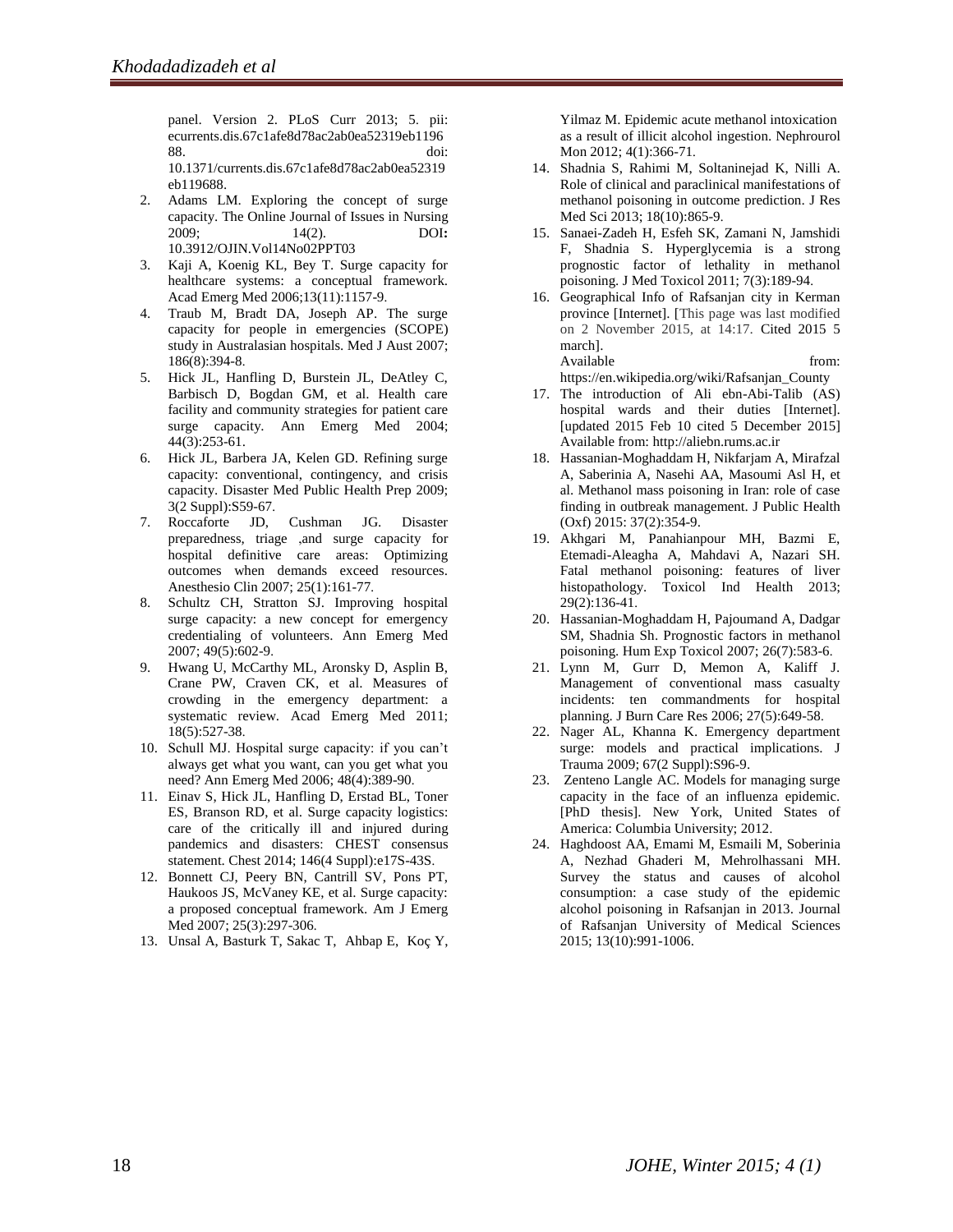panel. Version 2. PLoS Curr 2013; 5. pii: ecurrents.dis.67c1afe8d78ac2ab0ea52319eb119688. doi: 10.1371/currents.dis.67c1afe8d78ac2ab0ea52319eb119688.

2. Adams LM. Exploring the concept of surge capacity. The Online Journal of Issues in Nursing 2009; 14(2). DOI**:** 10.3912/OJIN.Vol14No02PPT03
3. Kaji A, Koenig KL, Bey T. Surge capacity for healthcare systems: a conceptual framework. Acad Emerg Med 2006;13(11):1157-9.
4. Traub M, Bradt DA, Joseph AP. The surge capacity for people in emergencies (SCOPE) study in Australasian hospitals. Med J Aust 2007; 186(8):394-8.
5. Hick JL, Hanfling D, Burstein JL, DeAtley C, Barbisch D, Bogdan GM, et al. Health care facility and community strategies for patient care surge capacity. Ann Emerg Med 2004; 44(3):253-61.
6. Hick JL, Barbera JA, Kelen GD. Refining surge capacity: conventional, contingency, and crisis capacity. Disaster Med Public Health Prep 2009; 3(2 Suppl):S59-67.
7. Roccaforte JD, Cushman JG. Disaster preparedness, triage ,and surge capacity for hospital definitive care areas: Optimizing outcomes when demands exceed resources. Anesthesio Clin 2007; 25(1):161-77.
8. Schultz CH, Stratton SJ. Improving hospital surge capacity: a new concept for emergency credentialing of volunteers. Ann Emerg Med 2007; 49(5):602-9.
9. Hwang U, McCarthy ML, Aronsky D, Asplin B, Crane PW, Craven CK, et al. Measures of crowding in the emergency department: a systematic review. Acad Emerg Med 2011; 18(5):527-38.
10. Schull MJ. Hospital surge capacity: if you can't always get what you want, can you get what you need? Ann Emerg Med 2006; 48(4):389-90.
11. Einav S, Hick JL, Hanfling D, Erstad BL, Toner ES, Branson RD, et al. Surge capacity logistics: care of the critically ill and injured during pandemics and disasters: CHEST consensus statement. Chest 2014; 146(4 Suppl):e17S-43S.
12. Bonnett CJ, Peery BN, Cantrill SV, Pons PT, Haukoos JS, McVaney KE, et al. Surge capacity: a proposed conceptual framework. Am J Emerg Med 2007; 25(3):297-306.
13. Unsal A, Basturk T, Sakac T, Ahbap E, Koç Y, Yilmaz M. Epidemic acute methanol intoxication as a result of illicit alcohol ingestion. Nephrourol Mon 2012; 4(1):366-71.
14. Shadnia S, Rahimi M, Soltaninejad K, Nilli A. Role of clinical and paraclinical manifestations of methanol poisoning in outcome prediction. J Res Med Sci 2013; 18(10):865-9.
15. Sanaei-Zadeh H, Esfeh SK, Zamani N, Jamshidi F, Shadnia S. Hyperglycemia is a strong prognostic factor of lethality in methanol poisoning. J Med Toxicol 2011; 7(3):189-94.
16. Geographical Info of Rafsanjan city in Kerman province [Internet]. [This page was last modified on 2 November 2015, at 14:17. Cited 2015 5 march]. Available from: https://en.wikipedia.org/wiki/Rafsanjan_County
17. The introduction of Ali ebn-Abi-Talib (AS) hospital wards and their duties [Internet]. [updated 2015 Feb 10 cited 5 December 2015] Available from: http://aliebn.rums.ac.ir
18. Hassanian-Moghaddam H, Nikfarjam A, Mirafzal A, Saberinia A, Nasehi AA, Masoumi Asl H, et al. Methanol mass poisoning in Iran: role of case finding in outbreak management. J Public Health (Oxf) 2015: 37(2):354-9.
19. Akhgari M, Panahianpour MH, Bazmi E, Etemadi-Aleagha A, Mahdavi A, Nazari SH. Fatal methanol poisoning: features of liver histopathology. Toxicol Ind Health 2013; 29(2):136-41.
20. Hassanian-Moghaddam H, Pajoumand A, Dadgar SM, Shadnia Sh. Prognostic factors in methanol poisoning. Hum Exp Toxicol 2007; 26(7):583-6.
21. Lynn M, Gurr D, Memon A, Kaliff J. Management of conventional mass casualty incidents: ten commandments for hospital planning. J Burn Care Res 2006; 27(5):649-58.
22. Nager AL, Khanna K. Emergency department surge: models and practical implications. J Trauma 2009; 67(2 Suppl):S96-9.
23. Zenteno Langle AC. Models for managing surge capacity in the face of an influenza epidemic. [PhD thesis]. New York, United States of America: Columbia University; 2012.
24. Haghdoost AA, Emami M, Esmaili M, Soberinia A, Nezhad Ghaderi M, Mehrolhassani MH. Survey the status and causes of alcohol consumption: a case study of the epidemic alcohol poisoning in Rafsanjan in 2013. Journal of Rafsanjan University of Medical Sciences 2015; 13(10):991-1006.